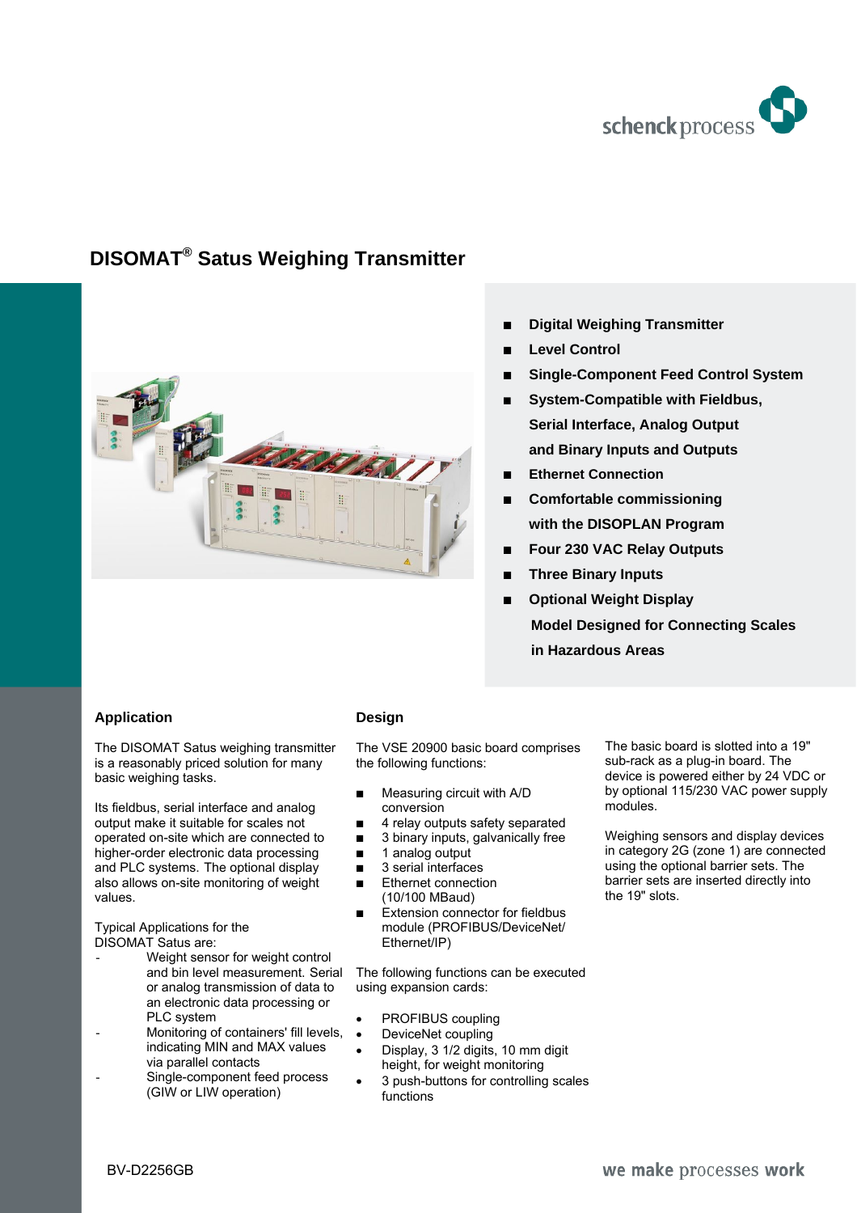# DISOMAT® Satus Weighing Transmitter

- Digital Weighing Transmitter
- Level Control
- Single-Component Feed Control System
- System-Compatible with Fieldbus, Serial Interface, Analog Output and Binary Inputs and Outputs
- Ethernet Connection
- Comfortable commissioning with the DISOPLAN Program
- Four 230 VAC Relay Outputs
- Three Binary Inputs
- Optional Weight Display

**Model Designed for Connecting Scales in Hazardous Areas**

## Application

The DISOMAT Satus weighing transmitter is a reasonably priced solution for many basic weighing tasks.

Its fieldbus, serial interface and analog output make it suitable for scales not operated on-site which are connected to higher-order electronic data processing and PLC systems. The optional display also allows on-site monitoring of weight values.

Typical Applications for the DISOMAT Satus are:

- Weight sensor for weight control and bin level measurement. Serial or analog transmission of data to an electronic data processing or PLC system
- Monitoring of containers' fill levels, indicating MIN and MAX values via parallel contacts
- Single-component feed process (GIW or LIW operation)

## Design

The VSE 20900 basic board comprises the following functions:

- Measuring circuit with A/D conversion
- 4 relay outputs safety separated
- 3 binary inputs, galvanically free
- 1 analog output
- 3 serial interfaces
- Ethernet connection (10/100 MBaud)
- Extension connector for fieldbus module (PROFIBUS/DeviceNet/ Ethernet/IP)

The following functions can be executed using expansion cards:

- PROFIBUS coupling
- DeviceNet coupling
- Display, 3 1/2 digits, 10 mm digit height, for weight monitoring
- 3 push-buttons for controlling scales functions

The basic board is slotted into a 19" sub-rack as a plug-in board. The device is powered either by 24 VDC or by optional 115/230 VAC power supply modules.

Weighing sensors and display devices in category 2G (zone 1) are connected using the optional barrier sets. The barrier sets are inserted directly into the 19" slots.

BV-D2256GB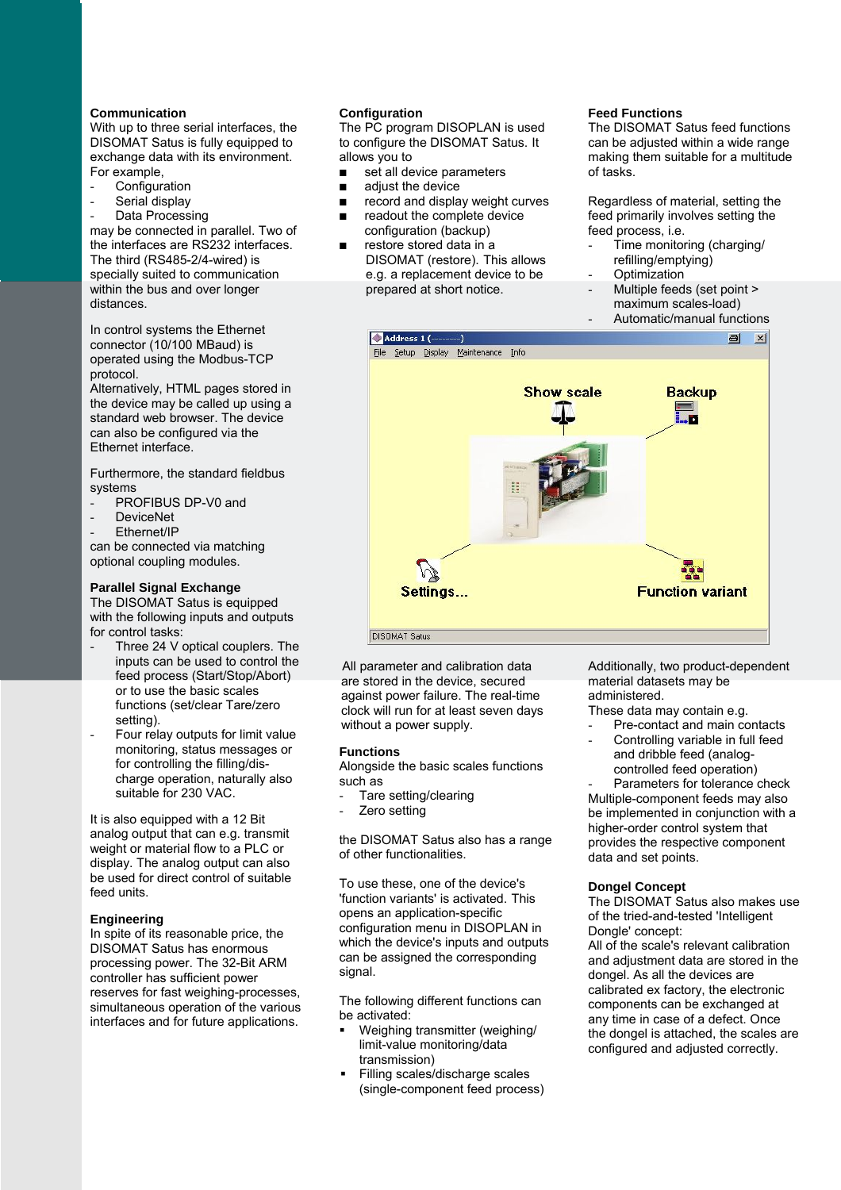**Communication**

With up to three serial interfaces, the DISOMAT Satus is fully equipped to exchange data with its environment. For example,

- Configuration
- Serial display
- Data Processing

may be connected in parallel. Two of the interfaces are RS232 interfaces. The third (RS485-2/4-wired) is specially suited to communication within the bus and over longer distances.

In control systems the Ethernet connector (10/100 MBaud) is operated using the Modbus-TCP protocol.
Alternatively, HTML pages stored in the device may be called up using a standard web browser. The device can also be configured via the Ethernet interface.

Furthermore, the standard fieldbus systems

- PROFIBUS DP-V0 and
- DeviceNet
- Ethernet/IP

can be connected via matching optional coupling modules.

**Parallel Signal Exchange**

The DISOMAT Satus is equipped with the following inputs and outputs for control tasks:

- Three 24 V optical couplers. The inputs can be used to control the feed process (Start/Stop/Abort) or to use the basic scales functions (set/clear Tare/zero setting).
- Four relay outputs for limit value monitoring, status messages or for controlling the filling/dis-charge operation, naturally also suitable for 230 VAC.

It is also equipped with a 12 Bit analog output that can e.g. transmit weight or material flow to a PLC or display. The analog output can also be used for direct control of suitable feed units.

**Engineering**

In spite of its reasonable price, the DISOMAT Satus has enormous processing power. The 32-Bit ARM controller has sufficient power reserves for fast weighing-processes, simultaneous operation of the various interfaces and for future applications.

**Configuration**

The PC program DISOPLAN is used to configure the DISOMAT Satus. It allows you to

- set all device parameters
- adjust the device
- record and display weight curves
- readout the complete device configuration (backup)
- restore stored data in a DISOMAT (restore). This allows e.g. a replacement device to be prepared at short notice.

All parameter and calibration data are stored in the device, secured against power failure. The real-time clock will run for at least seven days without a power supply.

**Functions**

Alongside the basic scales functions such as

- Tare setting/clearing
- Zero setting

the DISOMAT Satus also has a range of other functionalities.

To use these, one of the device's 'function variants' is activated. This opens an application-specific configuration menu in DISOPLAN in which the device's inputs and outputs can be assigned the corresponding signal.

The following different functions can be activated:

- Weighing transmitter (weighing/ limit-value monitoring/data transmission)
- Filling scales/discharge scales (single-component feed process)

**Feed Functions**

The DISOMAT Satus feed functions can be adjusted within a wide range making them suitable for a multitude of tasks.

Regardless of material, setting the feed primarily involves setting the feed process, i.e.

- Time monitoring (charging/ refilling/emptying)
- Optimization
- Multiple feeds (set point > maximum scales-load)
- Automatic/manual functions

Additionally, two product-dependent material datasets may be administered.
These data may contain e.g.

- Pre-contact and main contacts
- Controlling variable in full feed and dribble feed (analog-controlled feed operation)
- Parameters for tolerance check

Multiple-component feeds may also be implemented in conjunction with a higher-order control system that provides the respective component data and set points.

**Dongel Concept**

The DISOMAT Satus also makes use of the tried-and-tested 'Intelligent Dongle' concept:
All of the scale's relevant calibration and adjustment data are stored in the dongel. As all the devices are calibrated ex factory, the electronic components can be exchanged at any time in case of a defect. Once the dongel is attached, the scales are configured and adjusted correctly.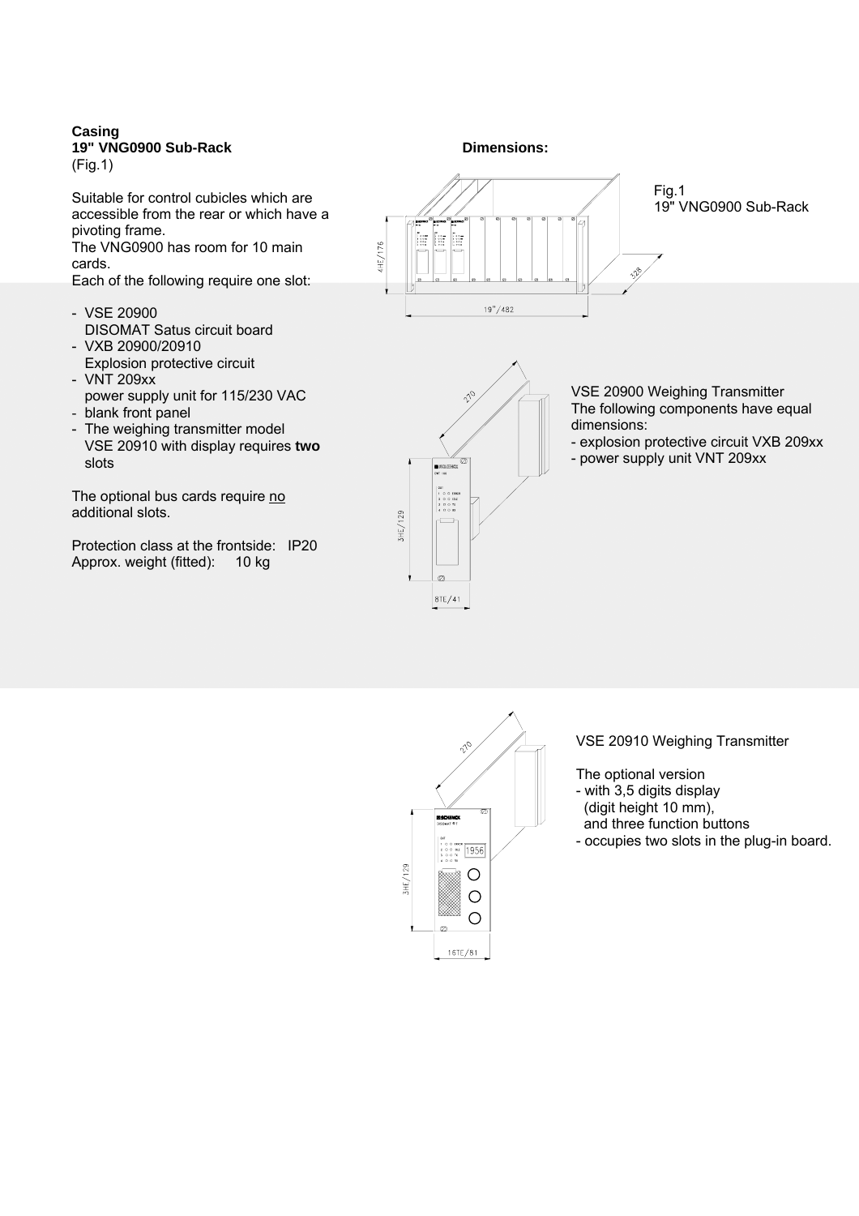**Casing**

**19" VNG0900 Sub-Rack**
(Fig.1)

Suitable for control cubicles which are accessible from the rear or which have a pivoting frame.
The VNG0900 has room for 10 main cards.
Each of the following require one slot:

- VSE 20900
  DISOMAT Satus circuit board
- VXB 20900/20910
  Explosion protective circuit
- VNT 209xx
  power supply unit for 115/230 VAC
- blank front panel
- The weighing transmitter model VSE 20910 with display requires **two** slots

The optional bus cards require <u>no</u> additional slots.

Protection class at the frontside: IP20
Approx. weight (fitted): 10 kg

**Dimensions:**

Fig.1
19" VNG0900 Sub-Rack

VSE 20900 Weighing Transmitter
The following components have equal dimensions:
- explosion protective circuit VXB 209xx
- power supply unit VNT 209xx

VSE 20910 Weighing Transmitter

The optional version
- with 3,5 digits display
  (digit height 10 mm),
  and three function buttons
- occupies two slots in the plug-in board.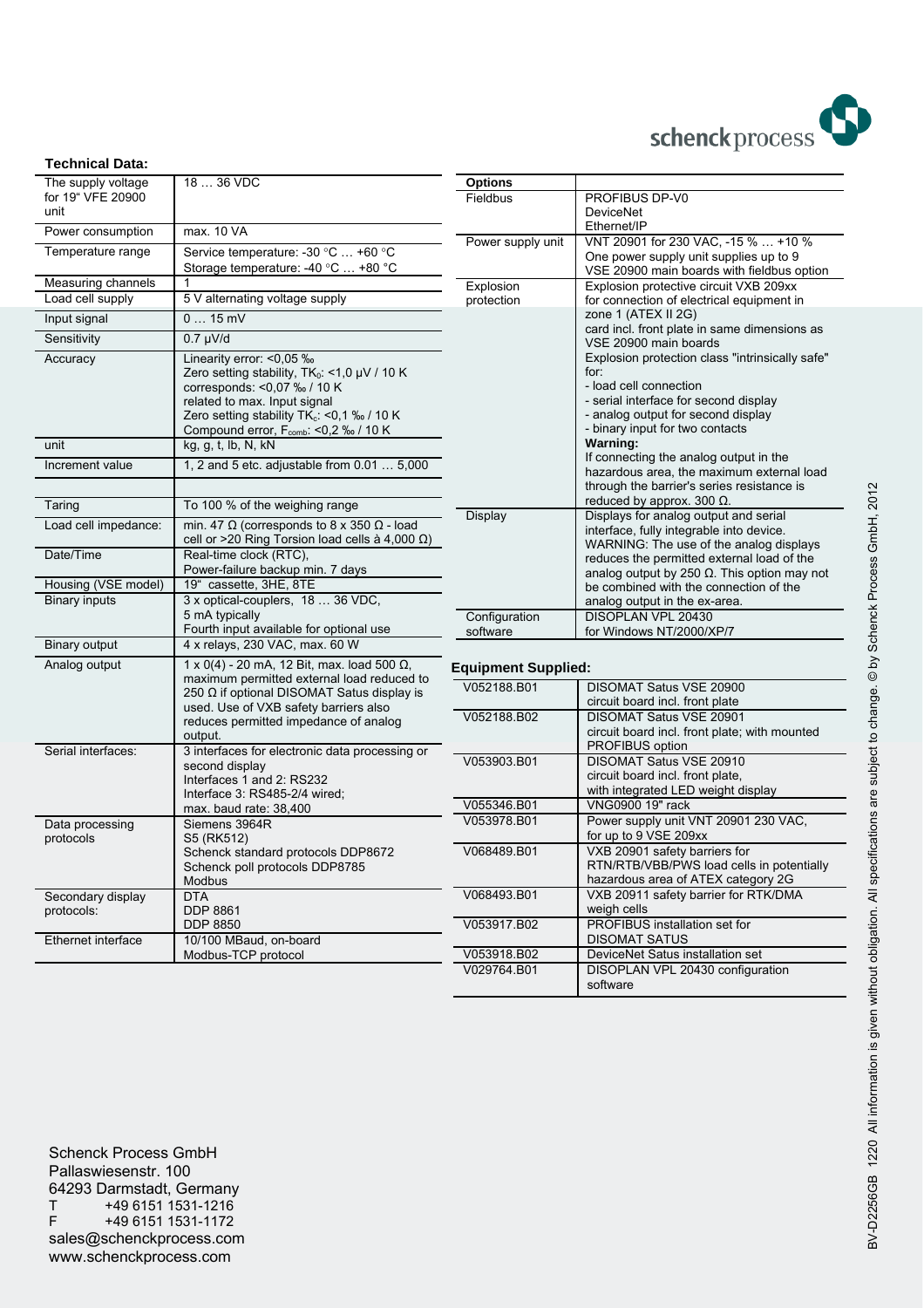### Technical Data:

| | |
|---|---|
| The supply voltage for 19" VFE 20900 unit | 18 … 36 VDC |
| Power consumption | max. 10 VA |
| Temperature range | Service temperature: -30 °C … +60 °C<br>Storage temperature: -40 °C … +80 °C |
| Measuring channels | 1 |
| Load cell supply | 5 V alternating voltage supply |
| Input signal | 0 … 15 mV |
| Sensitivity | 0.7 µV/d |
| Accuracy | Linearity error: <0,05 ‰<br>Zero setting stability, $TK_0$: <1,0 µV / 10 K corresponds: <0,07 ‰ / 10 K related to max. Input signal<br>Zero setting stability $TK_c$: <0,1 ‰ / 10 K<br>Compound error, $F_{comb}$: <0,2 ‰ / 10 K |
| unit | kg, g, t, lb, N, kN |
| Increment value | 1, 2 and 5 etc. adjustable from 0.01 … 5,000 |
| | |
| Taring | To 100 % of the weighing range |
| Load cell impedance: | min. 47 Ω (corresponds to 8 x 350 Ω - load cell or >20 Ring Torsion load cells à 4,000 Ω) |
| Date/Time | Real-time clock (RTC),<br>Power-failure backup min. 7 days |
| Housing (VSE model) | 19" cassette, 3HE, 8TE |
| Binary inputs | 3 x optical-couplers, 18 … 36 VDC, 5 mA typically<br>Fourth input available for optional use |
| Binary output | 4 x relays, 230 VAC, max. 60 W |
| Analog output | 1 x 0(4) - 20 mA, 12 Bit, max. load 500 Ω, maximum permitted external load reduced to 250 Ω if optional DISOMAT Satus display is used. Use of VXB safety barriers also reduces permitted impedance of analog output. |
| Serial interfaces: | 3 interfaces for electronic data processing or second display<br>Interfaces 1 and 2: RS232<br>Interface 3: RS485-2/4 wired;<br>max. baud rate: 38,400 |
| Data processing protocols | Siemens 3964R<br>S5 (RK512)<br>Schenck standard protocols DDP8672<br>Schenck poll protocols DDP8785<br>Modbus |
| Secondary display protocols: | DTA<br>DDP 8861<br>DDP 8850 |
| Ethernet interface | 10/100 MBaud, on-board<br>Modbus-TCP protocol |

| **Options** | |
|---|---|
| Fieldbus | PROFIBUS DP-V0<br>DeviceNet<br>Ethernet/IP |
| Power supply unit | VNT 20901 for 230 VAC, -15 % … +10 %<br>One power supply unit supplies up to 9 VSE 20900 main boards with fieldbus option |
| Explosion protection | Explosion protective circuit VXB 209xx for connection of electrical equipment in zone 1 (ATEX II 2G)<br>card incl. front plate in same dimensions as VSE 20900 main boards<br>Explosion protection class "intrinsically safe" for:<br>- load cell connection<br>- serial interface for second display<br>- analog output for second display<br>- binary input for two contacts<br>**Warning:**<br>If connecting the analog output in the hazardous area, the maximum external load through the barrier's series resistance is reduced by approx. 300 Ω. |
| Display | Displays for analog output and serial interface, fully integrable into device.<br>WARNING: The use of the analog displays reduces the permitted external load of the analog output by 250 Ω. This option may not be combined with the connection of the analog output in the ex-area. |
| Configuration software | DISOPLAN VPL 20430<br>for Windows NT/2000/XP/7 |

### Equipment Supplied:

| | |
|---|---|
| V052188.B01 | DISOMAT Satus VSE 20900<br>circuit board incl. front plate |
| V052188.B02 | DISOMAT Satus VSE 20901<br>circuit board incl. front plate; with mounted PROFIBUS option |
| V053903.B01 | DISOMAT Satus VSE 20910<br>circuit board incl. front plate,<br>with integrated LED weight display |
| V055346.B01 | VNG0900 19" rack |
| V053978.B01 | Power supply unit VNT 20901 230 VAC, for up to 9 VSE 209xx |
| V068489.B01 | VXB 20901 safety barriers for RTN/RTB/VBB/PWS load cells in potentially hazardous area of ATEX category 2G |
| V068493.B01 | VXB 20911 safety barrier for RTK/DMA weigh cells |
| V053917.B02 | PROFIBUS installation set for DISOMAT SATUS |
| V053918.B02 | DeviceNet Satus installation set |
| V029764.B01 | DISOPLAN VPL 20430 configuration software |

Schenck Process GmbH
Pallaswiesenstr. 100
64293 Darmstadt, Germany
T +49 6151 1531-1216
F +49 6151 1531-1172
sales@schenckprocess.com
www.schenckprocess.com

BV-D2256GB 1220 All information is given without obligation. All specifications are subject to change. © by Schenck Process GmbH, 2012